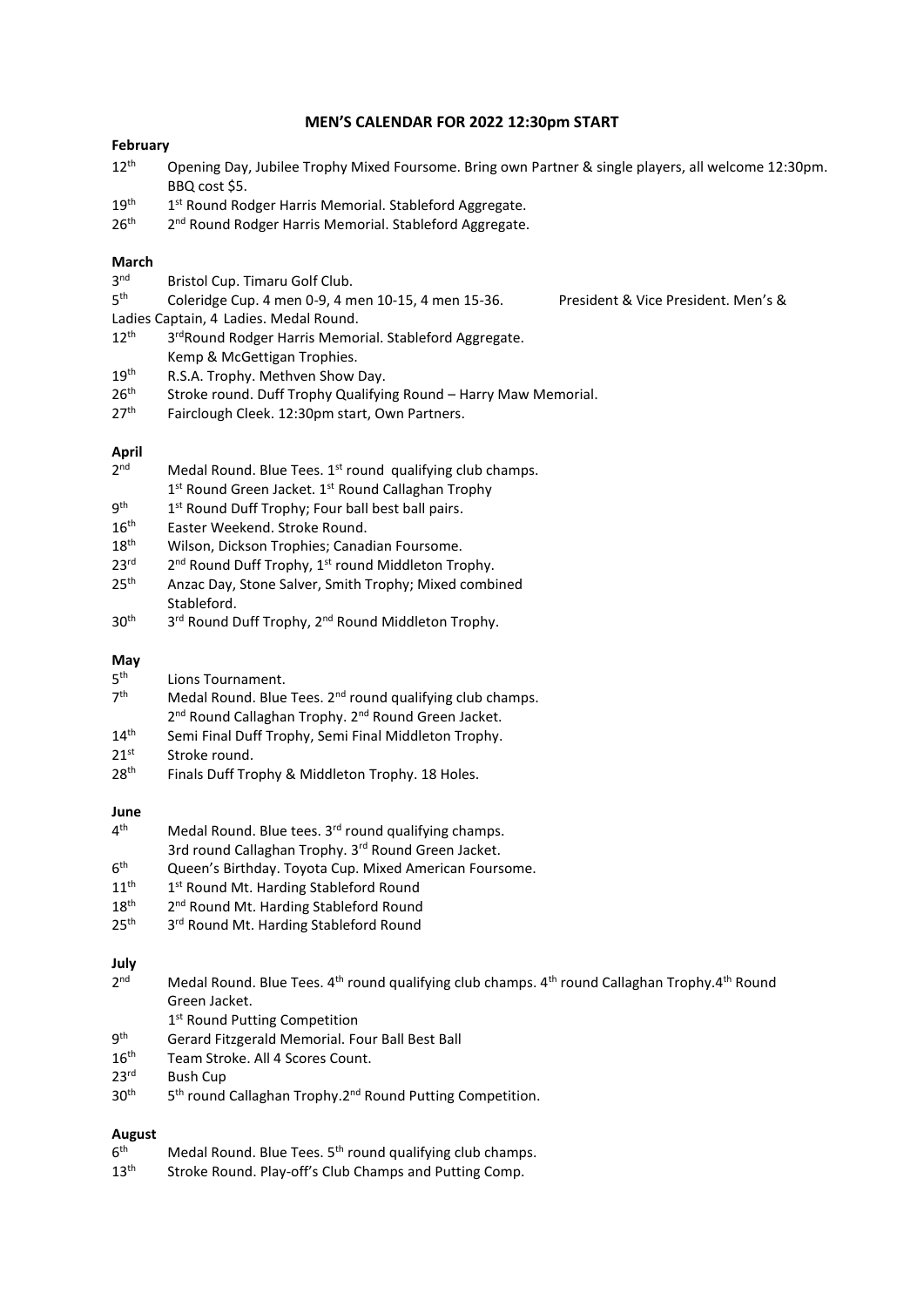# MEN'S CALENDAR FOR 2022 12:30pm START

**February**

12th Opening Day, Jubilee Trophy Mixed Foursome. Bring own Partner & single players, all welcome 12:30pm. BBQ cost $5.

19th 1st Round Rodger Harris Memorial. Stableford Aggregate.

26th 2nd Round Rodger Harris Memorial. Stableford Aggregate.

**March**

3rd Bristol Cup. Timaru Golf Club.

5th Coleridge Cup. 4 men 0-9, 4 men 10-15, 4 men 15-36. President & Vice President. Men's & Ladies Captain, 4 Ladies. Medal Round.

12th 3rdRound Rodger Harris Memorial. Stableford Aggregate. Kemp & McGettigan Trophies.

19th R.S.A. Trophy. Methven Show Day.

26th Stroke round. Duff Trophy Qualifying Round – Harry Maw Memorial.

27th Fairclough Cleek. 12:30pm start, Own Partners.

**April**

2nd Medal Round. Blue Tees. 1st round qualifying club champs. 1st Round Green Jacket. 1st Round Callaghan Trophy

9th 1st Round Duff Trophy; Four ball best ball pairs.

16th Easter Weekend. Stroke Round.

18th Wilson, Dickson Trophies; Canadian Foursome.

23rd 2nd Round Duff Trophy, 1st round Middleton Trophy.

25th Anzac Day, Stone Salver, Smith Trophy; Mixed combined Stableford.

30th 3rd Round Duff Trophy, 2nd Round Middleton Trophy.

**May**

5th Lions Tournament.

7th Medal Round. Blue Tees. 2nd round qualifying club champs. 2nd Round Callaghan Trophy. 2nd Round Green Jacket.

14th Semi Final Duff Trophy, Semi Final Middleton Trophy.

21st Stroke round.

28th Finals Duff Trophy & Middleton Trophy. 18 Holes.

**June**

4th Medal Round. Blue tees. 3rd round qualifying champs. 3rd round Callaghan Trophy. 3rd Round Green Jacket.

6th Queen's Birthday. Toyota Cup. Mixed American Foursome.

11th 1st Round Mt. Harding Stableford Round

18th 2nd Round Mt. Harding Stableford Round

25th 3rd Round Mt. Harding Stableford Round

**July**

2nd Medal Round. Blue Tees. 4th round qualifying club champs. 4th round Callaghan Trophy.4th Round Green Jacket. 1st Round Putting Competition

9th Gerard Fitzgerald Memorial. Four Ball Best Ball

16th Team Stroke. All 4 Scores Count.

23rd Bush Cup

30th 5th round Callaghan Trophy.2nd Round Putting Competition.

**August**

6th Medal Round. Blue Tees. 5th round qualifying club champs.

13th Stroke Round. Play-off's Club Champs and Putting Comp.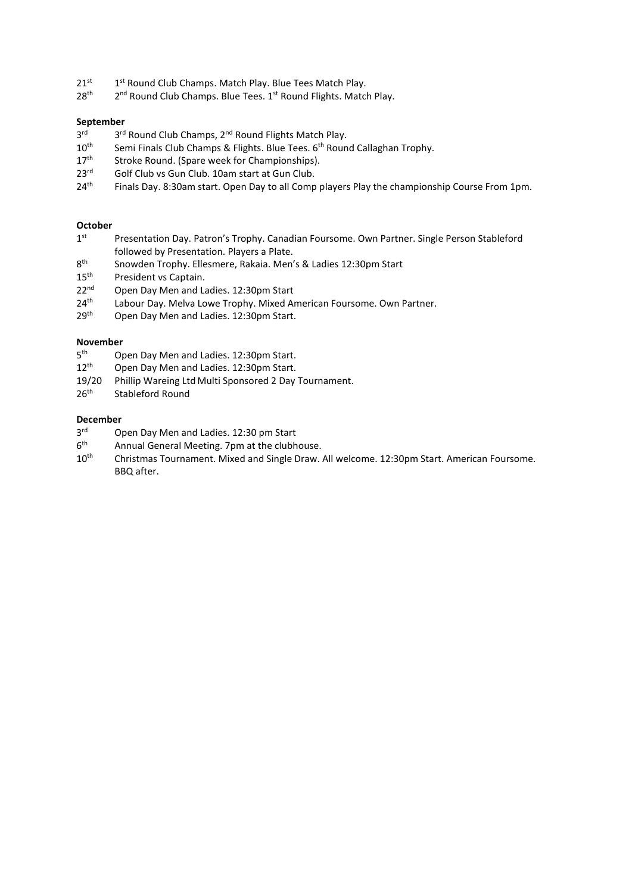21st 1st Round Club Champs. Match Play. Blue Tees Match Play.
28th 2nd Round Club Champs. Blue Tees. 1st Round Flights. Match Play.

**September**

3rd 3rd Round Club Champs, 2nd Round Flights Match Play.
10th Semi Finals Club Champs & Flights. Blue Tees. 6th Round Callaghan Trophy.
17th Stroke Round. (Spare week for Championships).
23rd Golf Club vs Gun Club. 10am start at Gun Club.
24th Finals Day. 8:30am start. Open Day to all Comp players Play the championship Course From 1pm.

**October**

1st Presentation Day. Patron's Trophy. Canadian Foursome. Own Partner. Single Person Stableford followed by Presentation. Players a Plate.
8th Snowden Trophy. Ellesmere, Rakaia. Men's & Ladies 12:30pm Start
15th President vs Captain.
22nd Open Day Men and Ladies. 12:30pm Start
24th Labour Day. Melva Lowe Trophy. Mixed American Foursome. Own Partner.
29th Open Day Men and Ladies. 12:30pm Start.

**November**

5th Open Day Men and Ladies. 12:30pm Start.
12th Open Day Men and Ladies. 12:30pm Start.
19/20 Phillip Wareing Ltd Multi Sponsored 2 Day Tournament.
26th Stableford Round

**December**

3rd Open Day Men and Ladies. 12:30 pm Start
6th Annual General Meeting. 7pm at the clubhouse.
10th Christmas Tournament. Mixed and Single Draw. All welcome. 12:30pm Start. American Foursome. BBQ after.